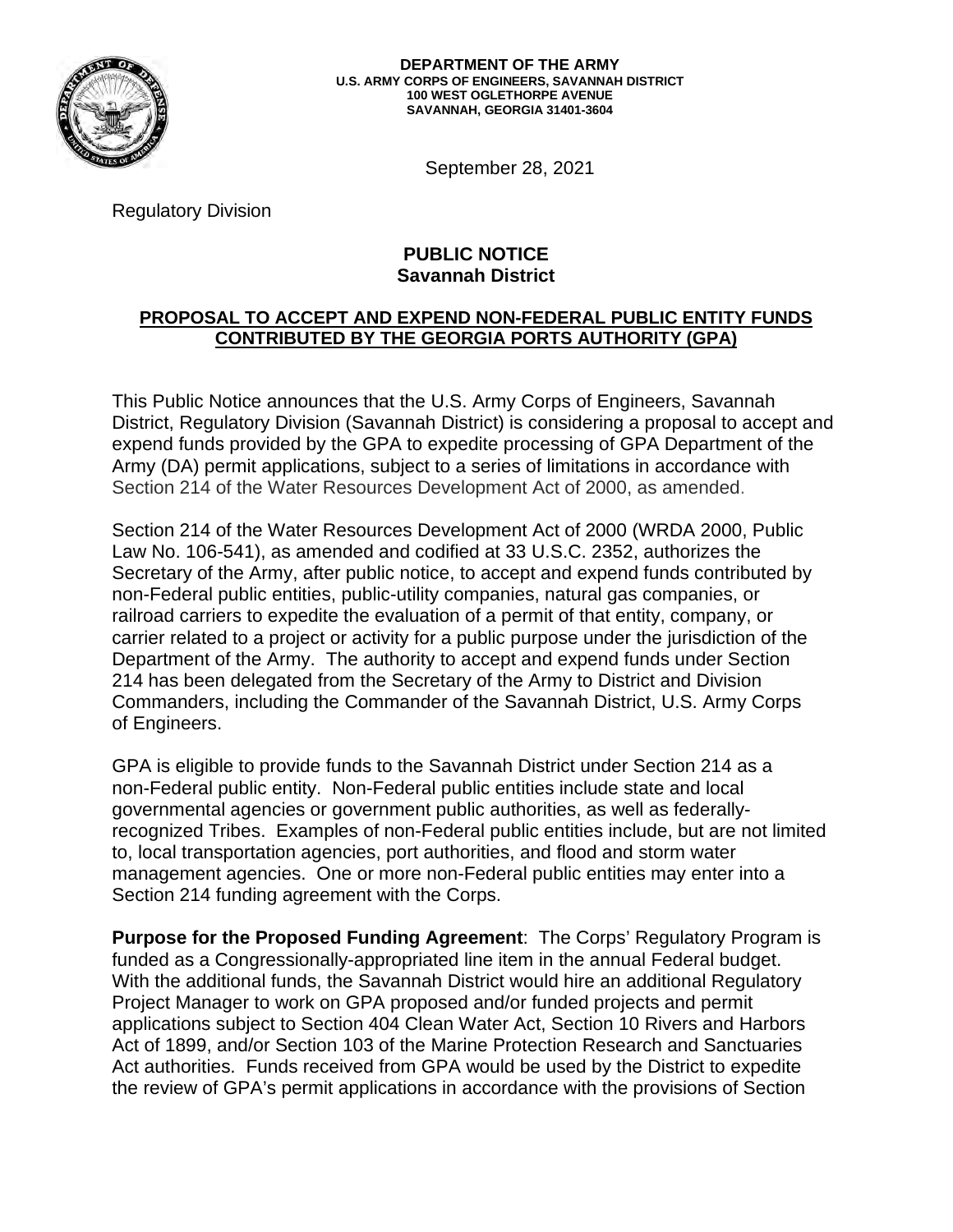**DEPARTMENT OF THE ARMY**
**U.S. ARMY CORPS OF ENGINEERS, SAVANNAH DISTRICT**
**100 WEST OGLETHORPE AVENUE**
**SAVANNAH, GEORGIA 31401-3604**

September 28, 2021

Regulatory Division

**PUBLIC NOTICE**
**Savannah District**

**PROPOSAL TO ACCEPT AND EXPEND NON-FEDERAL PUBLIC ENTITY FUNDS CONTRIBUTED BY THE GEORGIA PORTS AUTHORITY (GPA)**

This Public Notice announces that the U.S. Army Corps of Engineers, Savannah District, Regulatory Division (Savannah District) is considering a proposal to accept and expend funds provided by the GPA to expedite processing of GPA Department of the Army (DA) permit applications, subject to a series of limitations in accordance with Section 214 of the Water Resources Development Act of 2000, as amended.

Section 214 of the Water Resources Development Act of 2000 (WRDA 2000, Public Law No. 106-541), as amended and codified at 33 U.S.C. 2352, authorizes the Secretary of the Army, after public notice, to accept and expend funds contributed by non-Federal public entities, public-utility companies, natural gas companies, or railroad carriers to expedite the evaluation of a permit of that entity, company, or carrier related to a project or activity for a public purpose under the jurisdiction of the Department of the Army. The authority to accept and expend funds under Section 214 has been delegated from the Secretary of the Army to District and Division Commanders, including the Commander of the Savannah District, U.S. Army Corps of Engineers.

GPA is eligible to provide funds to the Savannah District under Section 214 as a non-Federal public entity. Non-Federal public entities include state and local governmental agencies or government public authorities, as well as federally-recognized Tribes. Examples of non-Federal public entities include, but are not limited to, local transportation agencies, port authorities, and flood and storm water management agencies. One or more non-Federal public entities may enter into a Section 214 funding agreement with the Corps.

**Purpose for the Proposed Funding Agreement**: The Corps' Regulatory Program is funded as a Congressionally-appropriated line item in the annual Federal budget. With the additional funds, the Savannah District would hire an additional Regulatory Project Manager to work on GPA proposed and/or funded projects and permit applications subject to Section 404 Clean Water Act, Section 10 Rivers and Harbors Act of 1899, and/or Section 103 of the Marine Protection Research and Sanctuaries Act authorities. Funds received from GPA would be used by the District to expedite the review of GPA's permit applications in accordance with the provisions of Section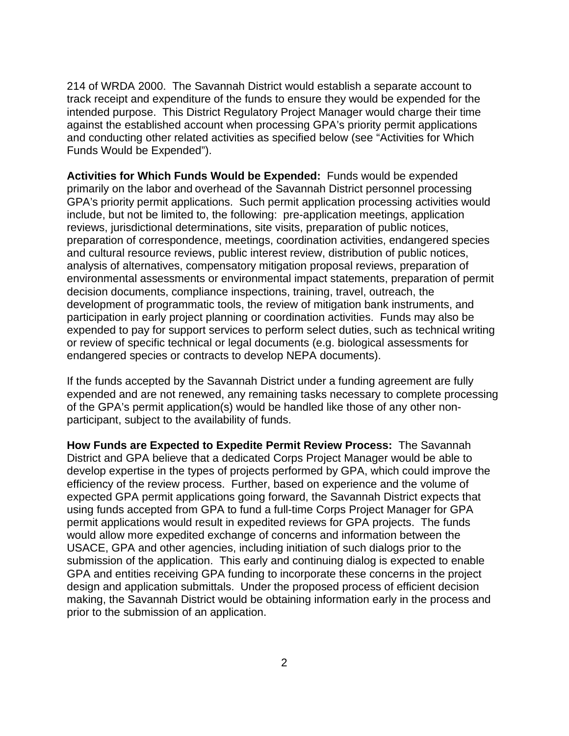214 of WRDA 2000. The Savannah District would establish a separate account to track receipt and expenditure of the funds to ensure they would be expended for the intended purpose. This District Regulatory Project Manager would charge their time against the established account when processing GPA's priority permit applications and conducting other related activities as specified below (see "Activities for Which Funds Would be Expended").

**Activities for Which Funds Would be Expended:** Funds would be expended primarily on the labor and overhead of the Savannah District personnel processing GPA's priority permit applications. Such permit application processing activities would include, but not be limited to, the following: pre-application meetings, application reviews, jurisdictional determinations, site visits, preparation of public notices, preparation of correspondence, meetings, coordination activities, endangered species and cultural resource reviews, public interest review, distribution of public notices, analysis of alternatives, compensatory mitigation proposal reviews, preparation of environmental assessments or environmental impact statements, preparation of permit decision documents, compliance inspections, training, travel, outreach, the development of programmatic tools, the review of mitigation bank instruments, and participation in early project planning or coordination activities. Funds may also be expended to pay for support services to perform select duties, such as technical writing or review of specific technical or legal documents (e.g. biological assessments for endangered species or contracts to develop NEPA documents).

If the funds accepted by the Savannah District under a funding agreement are fully expended and are not renewed, any remaining tasks necessary to complete processing of the GPA's permit application(s) would be handled like those of any other non-participant, subject to the availability of funds.

**How Funds are Expected to Expedite Permit Review Process:** The Savannah District and GPA believe that a dedicated Corps Project Manager would be able to develop expertise in the types of projects performed by GPA, which could improve the efficiency of the review process. Further, based on experience and the volume of expected GPA permit applications going forward, the Savannah District expects that using funds accepted from GPA to fund a full-time Corps Project Manager for GPA permit applications would result in expedited reviews for GPA projects. The funds would allow more expedited exchange of concerns and information between the USACE, GPA and other agencies, including initiation of such dialogs prior to the submission of the application. This early and continuing dialog is expected to enable GPA and entities receiving GPA funding to incorporate these concerns in the project design and application submittals. Under the proposed process of efficient decision making, the Savannah District would be obtaining information early in the process and prior to the submission of an application.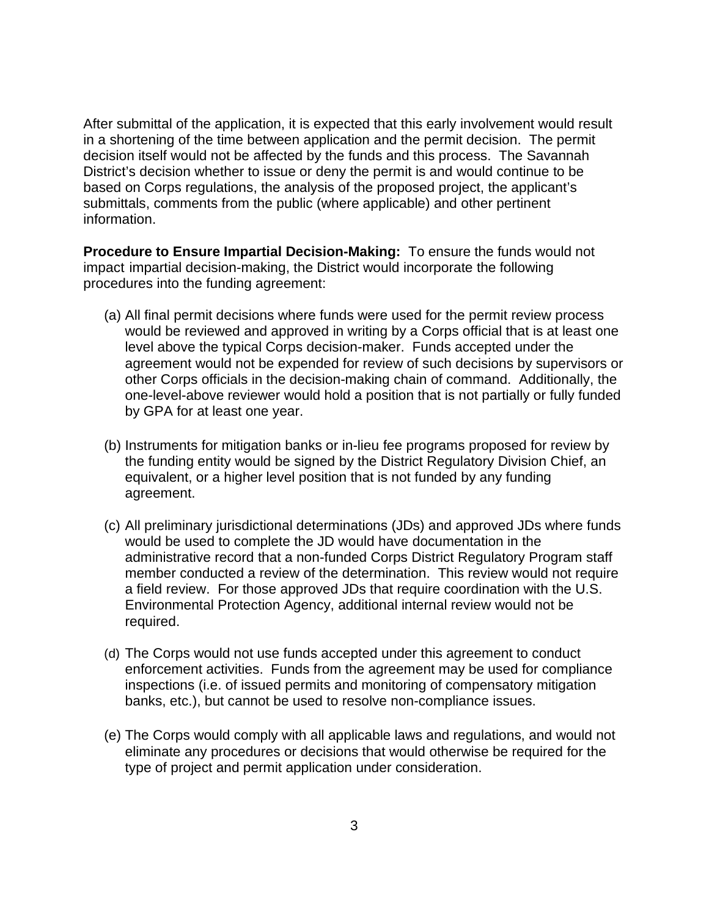After submittal of the application, it is expected that this early involvement would result in a shortening of the time between application and the permit decision. The permit decision itself would not be affected by the funds and this process. The Savannah District's decision whether to issue or deny the permit is and would continue to be based on Corps regulations, the analysis of the proposed project, the applicant's submittals, comments from the public (where applicable) and other pertinent information.

**Procedure to Ensure Impartial Decision-Making:** To ensure the funds would not impact impartial decision-making, the District would incorporate the following procedures into the funding agreement:

(a) All final permit decisions where funds were used for the permit review process would be reviewed and approved in writing by a Corps official that is at least one level above the typical Corps decision-maker. Funds accepted under the agreement would not be expended for review of such decisions by supervisors or other Corps officials in the decision-making chain of command. Additionally, the one-level-above reviewer would hold a position that is not partially or fully funded by GPA for at least one year.

(b) Instruments for mitigation banks or in-lieu fee programs proposed for review by the funding entity would be signed by the District Regulatory Division Chief, an equivalent, or a higher level position that is not funded by any funding agreement.

(c) All preliminary jurisdictional determinations (JDs) and approved JDs where funds would be used to complete the JD would have documentation in the administrative record that a non-funded Corps District Regulatory Program staff member conducted a review of the determination. This review would not require a field review. For those approved JDs that require coordination with the U.S. Environmental Protection Agency, additional internal review would not be required.

(d) The Corps would not use funds accepted under this agreement to conduct enforcement activities. Funds from the agreement may be used for compliance inspections (i.e. of issued permits and monitoring of compensatory mitigation banks, etc.), but cannot be used to resolve non-compliance issues.

(e) The Corps would comply with all applicable laws and regulations, and would not eliminate any procedures or decisions that would otherwise be required for the type of project and permit application under consideration.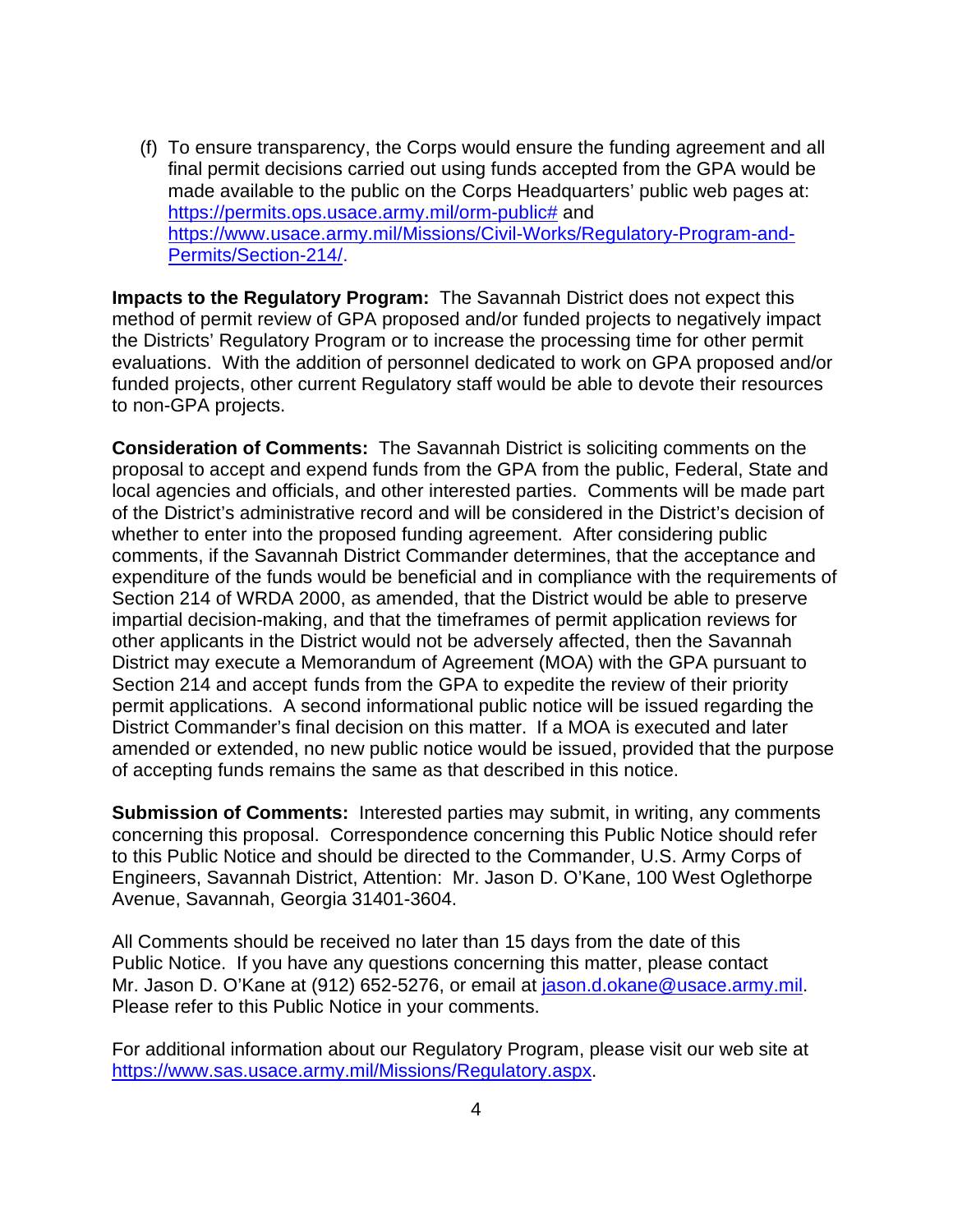(f) To ensure transparency, the Corps would ensure the funding agreement and all final permit decisions carried out using funds accepted from the GPA would be made available to the public on the Corps Headquarters' public web pages at: https://permits.ops.usace.army.mil/orm-public# and https://www.usace.army.mil/Missions/Civil-Works/Regulatory-Program-and-Permits/Section-214/.

**Impacts to the Regulatory Program:** The Savannah District does not expect this method of permit review of GPA proposed and/or funded projects to negatively impact the Districts' Regulatory Program or to increase the processing time for other permit evaluations. With the addition of personnel dedicated to work on GPA proposed and/or funded projects, other current Regulatory staff would be able to devote their resources to non-GPA projects.

**Consideration of Comments:** The Savannah District is soliciting comments on the proposal to accept and expend funds from the GPA from the public, Federal, State and local agencies and officials, and other interested parties. Comments will be made part of the District's administrative record and will be considered in the District's decision of whether to enter into the proposed funding agreement. After considering public comments, if the Savannah District Commander determines, that the acceptance and expenditure of the funds would be beneficial and in compliance with the requirements of Section 214 of WRDA 2000, as amended, that the District would be able to preserve impartial decision-making, and that the timeframes of permit application reviews for other applicants in the District would not be adversely affected, then the Savannah District may execute a Memorandum of Agreement (MOA) with the GPA pursuant to Section 214 and accept funds from the GPA to expedite the review of their priority permit applications. A second informational public notice will be issued regarding the District Commander's final decision on this matter. If a MOA is executed and later amended or extended, no new public notice would be issued, provided that the purpose of accepting funds remains the same as that described in this notice.

**Submission of Comments:** Interested parties may submit, in writing, any comments concerning this proposal. Correspondence concerning this Public Notice should refer to this Public Notice and should be directed to the Commander, U.S. Army Corps of Engineers, Savannah District, Attention: Mr. Jason D. O'Kane, 100 West Oglethorpe Avenue, Savannah, Georgia 31401-3604.

All Comments should be received no later than 15 days from the date of this Public Notice. If you have any questions concerning this matter, please contact Mr. Jason D. O'Kane at (912) 652-5276, or email at jason.d.okane@usace.army.mil. Please refer to this Public Notice in your comments.

For additional information about our Regulatory Program, please visit our web site at https://www.sas.usace.army.mil/Missions/Regulatory.aspx.